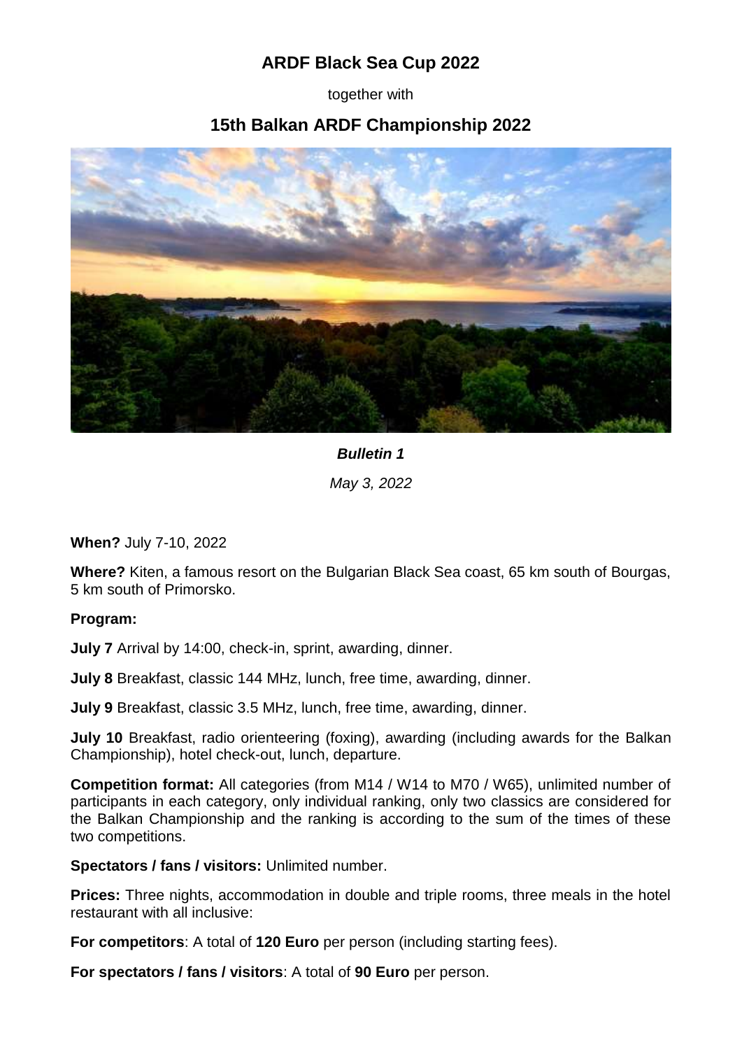# ARDF Black Sea Cup 2022

together with

# 15th Balkan ARDF Championship 2022

***Bulletin 1***

*May 3, 2022*

**When?** July 7-10, 2022

**Where?** Kiten, a famous resort on the Bulgarian Black Sea coast, 65 km south of Bourgas, 5 km south of Primorsko.

**Program:**

**July 7** Arrival by 14:00, check-in, sprint, awarding, dinner.

**July 8** Breakfast, classic 144 MHz, lunch, free time, awarding, dinner.

**July 9** Breakfast, classic 3.5 MHz, lunch, free time, awarding, dinner.

**July 10** Breakfast, radio orienteering (foxing), awarding (including awards for the Balkan Championship), hotel check-out, lunch, departure.

**Competition format:** All categories (from M14 / W14 to M70 / W65), unlimited number of participants in each category, only individual ranking, only two classics are considered for the Balkan Championship and the ranking is according to the sum of the times of these two competitions.

**Spectators / fans / visitors:** Unlimited number.

**Prices:** Three nights, accommodation in double and triple rooms, three meals in the hotel restaurant with all inclusive:

**For competitors**: A total of **120 Euro** per person (including starting fees).

**For spectators / fans / visitors**: A total of **90 Euro** per person.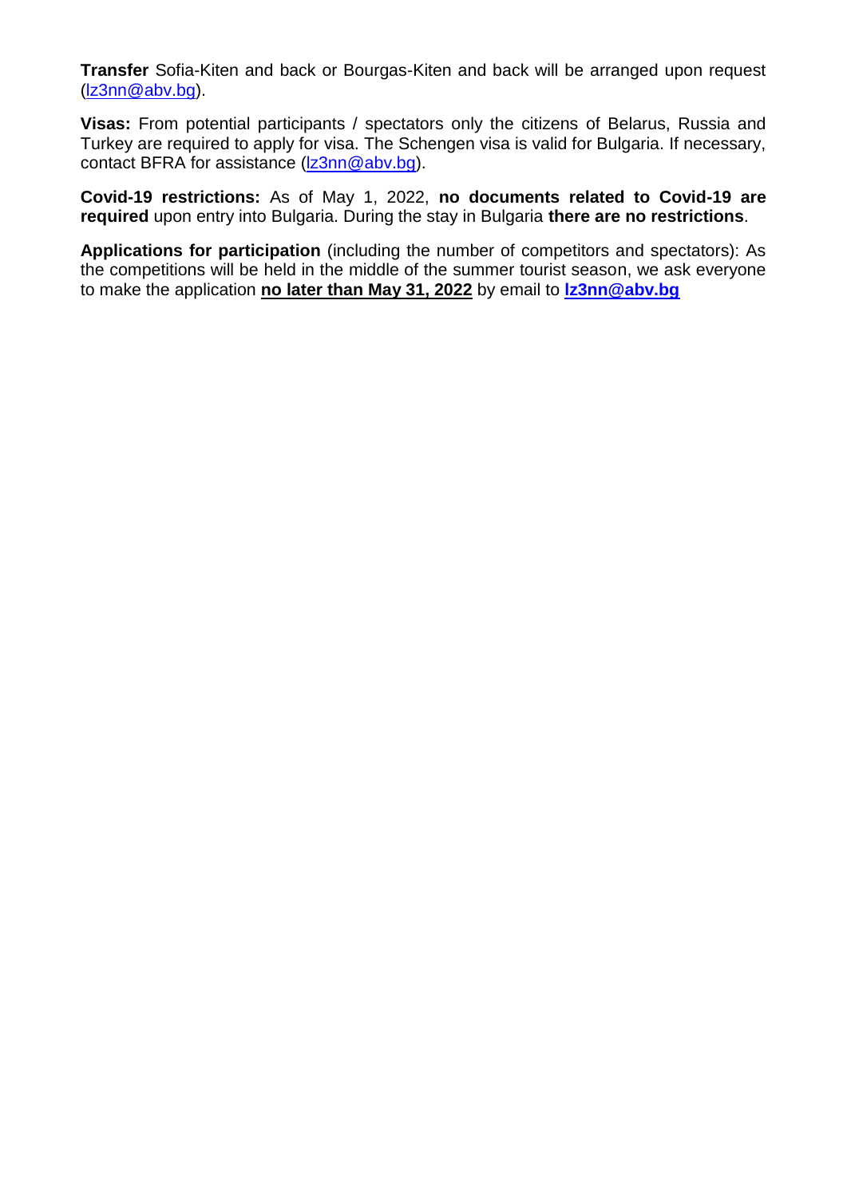**Transfer** Sofia-Kiten and back or Bourgas-Kiten and back will be arranged upon request (lz3nn@abv.bg).

**Visas:** From potential participants / spectators only the citizens of Belarus, Russia and Turkey are required to apply for visa. The Schengen visa is valid for Bulgaria. If necessary, contact BFRA for assistance (lz3nn@abv.bg).

**Covid-19 restrictions:** As of May 1, 2022, **no documents related to Covid-19 are required** upon entry into Bulgaria. During the stay in Bulgaria **there are no restrictions**.

**Applications for participation** (including the number of competitors and spectators): As the competitions will be held in the middle of the summer tourist season, we ask everyone to make the application **no later than May 31, 2022** by email to **lz3nn@abv.bg**